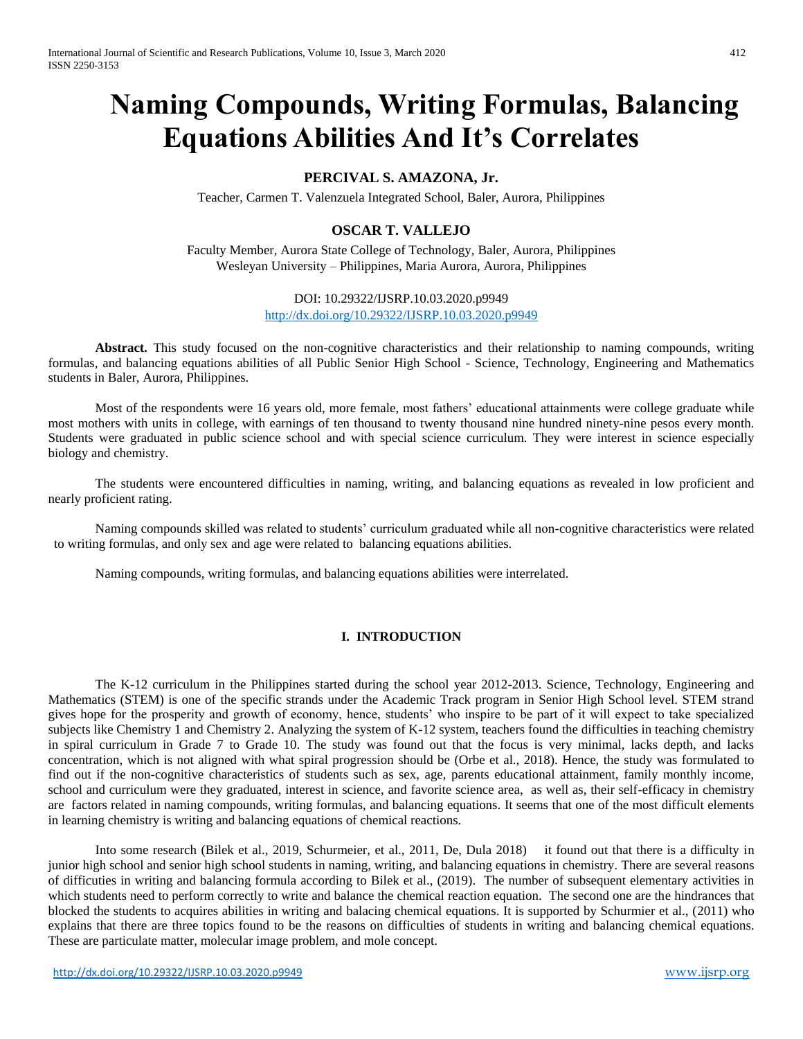# Naming Compounds, Writing Formulas, Balancing Equations Abilities And It's Correlates

**PERCIVAL S. AMAZONA, Jr.**

Teacher, Carmen T. Valenzuela Integrated School, Baler, Aurora, Philippines

**OSCAR T. VALLEJO**

Faculty Member, Aurora State College of Technology, Baler, Aurora, Philippines
Wesleyan University – Philippines, Maria Aurora, Aurora, Philippines

DOI: 10.29322/IJSRP.10.03.2020.p9949
http://dx.doi.org/10.29322/IJSRP.10.03.2020.p9949

**Abstract.** This study focused on the non-cognitive characteristics and their relationship to naming compounds, writing formulas, and balancing equations abilities of all Public Senior High School - Science, Technology, Engineering and Mathematics students in Baler, Aurora, Philippines.

Most of the respondents were 16 years old, more female, most fathers' educational attainments were college graduate while most mothers with units in college, with earnings of ten thousand to twenty thousand nine hundred ninety-nine pesos every month. Students were graduated in public science school and with special science curriculum. They were interest in science especially biology and chemistry.

The students were encountered difficulties in naming, writing, and balancing equations as revealed in low proficient and nearly proficient rating.

Naming compounds skilled was related to students' curriculum graduated while all non-cognitive characteristics were related to writing formulas, and only sex and age were related to balancing equations abilities.

Naming compounds, writing formulas, and balancing equations abilities were interrelated.

## I. INTRODUCTION

The K-12 curriculum in the Philippines started during the school year 2012-2013. Science, Technology, Engineering and Mathematics (STEM) is one of the specific strands under the Academic Track program in Senior High School level. STEM strand gives hope for the prosperity and growth of economy, hence, students' who inspire to be part of it will expect to take specialized subjects like Chemistry 1 and Chemistry 2. Analyzing the system of K-12 system, teachers found the difficulties in teaching chemistry in spiral curriculum in Grade 7 to Grade 10. The study was found out that the focus is very minimal, lacks depth, and lacks concentration, which is not aligned with what spiral progression should be (Orbe et al., 2018). Hence, the study was formulated to find out if the non-cognitive characteristics of students such as sex, age, parents educational attainment, family monthly income, school and curriculum were they graduated, interest in science, and favorite science area, as well as, their self-efficacy in chemistry are factors related in naming compounds, writing formulas, and balancing equations. It seems that one of the most difficult elements in learning chemistry is writing and balancing equations of chemical reactions.

Into some research (Bilek et al., 2019, Schurmeier, et al., 2011, De, Dula 2018) it found out that there is a difficulty in junior high school and senior high school students in naming, writing, and balancing equations in chemistry. There are several reasons of difficulties in writing and balancing formula according to Bilek et al., (2019). The number of subsequent elementary activities in which students need to perform correctly to write and balance the chemical reaction equation. The second one are the hindrances that blocked the students to acquires abilities in writing and balacing chemical equations. It is supported by Schurmier et al., (2011) who explains that there are three topics found to be the reasons on difficulties of students in writing and balancing chemical equations. These are particulate matter, molecular image problem, and mole concept.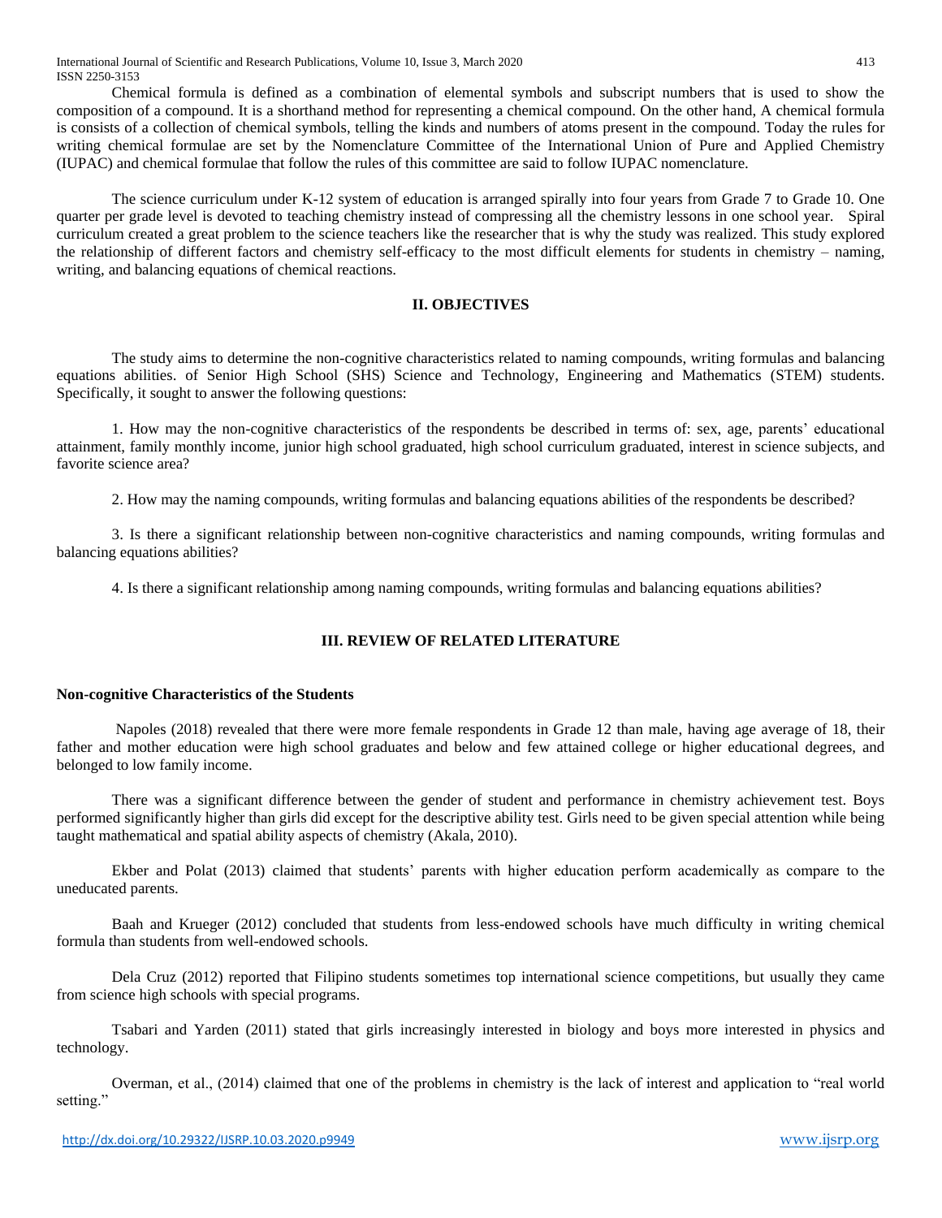Chemical formula is defined as a combination of elemental symbols and subscript numbers that is used to show the composition of a compound. It is a shorthand method for representing a chemical compound. On the other hand, A chemical formula is consists of a collection of chemical symbols, telling the kinds and numbers of atoms present in the compound. Today the rules for writing chemical formulae are set by the Nomenclature Committee of the International Union of Pure and Applied Chemistry (IUPAC) and chemical formulae that follow the rules of this committee are said to follow IUPAC nomenclature.

The science curriculum under K-12 system of education is arranged spirally into four years from Grade 7 to Grade 10. One quarter per grade level is devoted to teaching chemistry instead of compressing all the chemistry lessons in one school year. Spiral curriculum created a great problem to the science teachers like the researcher that is why the study was realized. This study explored the relationship of different factors and chemistry self-efficacy to the most difficult elements for students in chemistry – naming, writing, and balancing equations of chemical reactions.

## II. OBJECTIVES

The study aims to determine the non-cognitive characteristics related to naming compounds, writing formulas and balancing equations abilities. of Senior High School (SHS) Science and Technology, Engineering and Mathematics (STEM) students. Specifically, it sought to answer the following questions:

1. How may the non-cognitive characteristics of the respondents be described in terms of: sex, age, parents' educational attainment, family monthly income, junior high school graduated, high school curriculum graduated, interest in science subjects, and favorite science area?

2. How may the naming compounds, writing formulas and balancing equations abilities of the respondents be described?

3. Is there a significant relationship between non-cognitive characteristics and naming compounds, writing formulas and balancing equations abilities?

4. Is there a significant relationship among naming compounds, writing formulas and balancing equations abilities?

## III. REVIEW OF RELATED LITERATURE

### Non-cognitive Characteristics of the Students

Napoles (2018) revealed that there were more female respondents in Grade 12 than male, having age average of 18, their father and mother education were high school graduates and below and few attained college or higher educational degrees, and belonged to low family income.

There was a significant difference between the gender of student and performance in chemistry achievement test. Boys performed significantly higher than girls did except for the descriptive ability test. Girls need to be given special attention while being taught mathematical and spatial ability aspects of chemistry (Akala, 2010).

Ekber and Polat (2013) claimed that students' parents with higher education perform academically as compare to the uneducated parents.

Baah and Krueger (2012) concluded that students from less-endowed schools have much difficulty in writing chemical formula than students from well-endowed schools.

Dela Cruz (2012) reported that Filipino students sometimes top international science competitions, but usually they came from science high schools with special programs.

Tsabari and Yarden (2011) stated that girls increasingly interested in biology and boys more interested in physics and technology.

Overman, et al., (2014) claimed that one of the problems in chemistry is the lack of interest and application to "real world setting."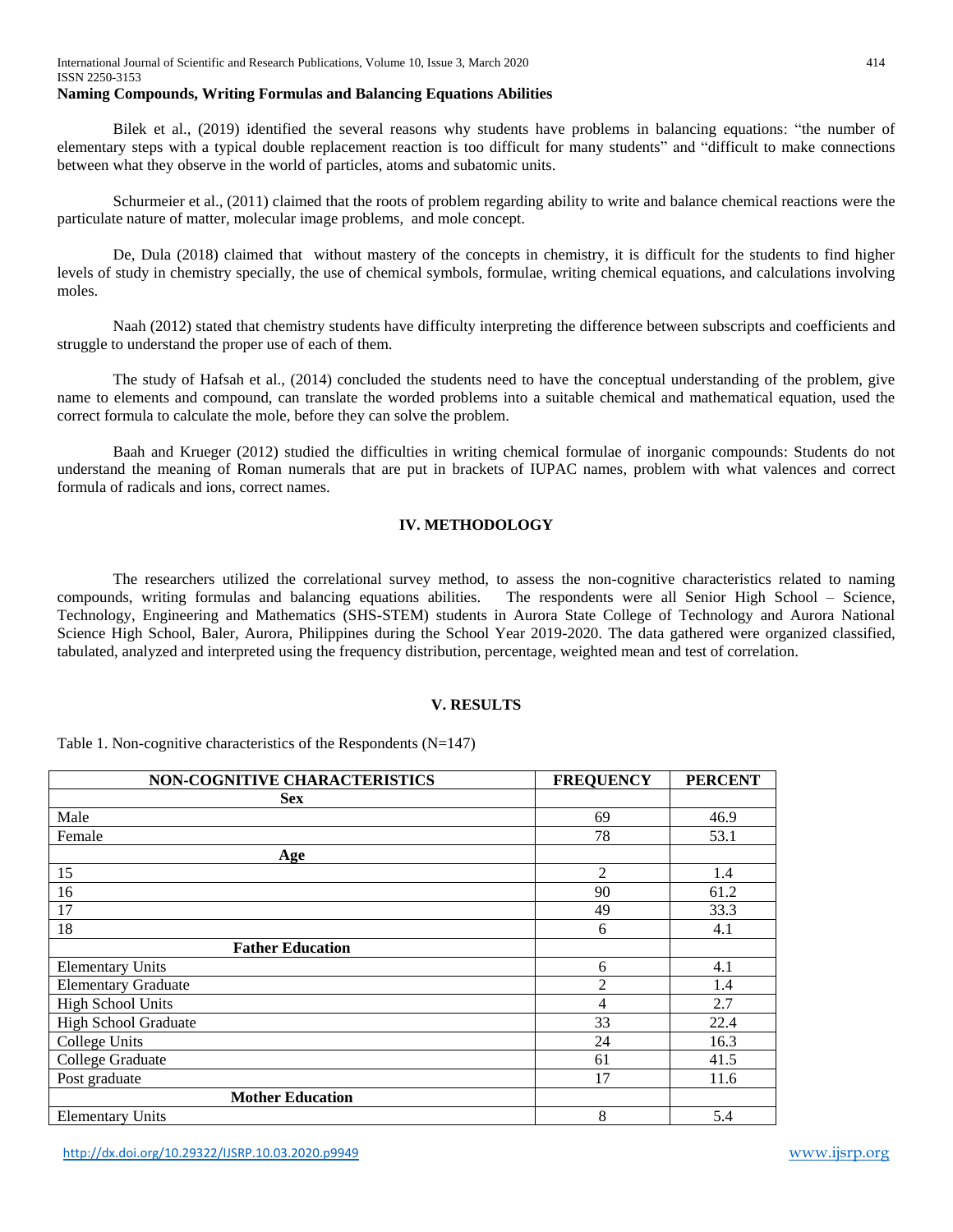**Naming Compounds, Writing Formulas and Balancing Equations Abilities**

Bilek et al., (2019) identified the several reasons why students have problems in balancing equations: "the number of elementary steps with a typical double replacement reaction is too difficult for many students" and "difficult to make connections between what they observe in the world of particles, atoms and subatomic units.

Schurmeier et al., (2011) claimed that the roots of problem regarding ability to write and balance chemical reactions were the particulate nature of matter, molecular image problems, and mole concept.

De, Dula (2018) claimed that without mastery of the concepts in chemistry, it is difficult for the students to find higher levels of study in chemistry specially, the use of chemical symbols, formulae, writing chemical equations, and calculations involving moles.

Naah (2012) stated that chemistry students have difficulty interpreting the difference between subscripts and coefficients and struggle to understand the proper use of each of them.

The study of Hafsah et al., (2014) concluded the students need to have the conceptual understanding of the problem, give name to elements and compound, can translate the worded problems into a suitable chemical and mathematical equation, used the correct formula to calculate the mole, before they can solve the problem.

Baah and Krueger (2012) studied the difficulties in writing chemical formulae of inorganic compounds: Students do not understand the meaning of Roman numerals that are put in brackets of IUPAC names, problem with what valences and correct formula of radicals and ions, correct names.

## IV. METHODOLOGY

The researchers utilized the correlational survey method, to assess the non-cognitive characteristics related to naming compounds, writing formulas and balancing equations abilities. The respondents were all Senior High School – Science, Technology, Engineering and Mathematics (SHS-STEM) students in Aurora State College of Technology and Aurora National Science High School, Baler, Aurora, Philippines during the School Year 2019-2020. The data gathered were organized classified, tabulated, analyzed and interpreted using the frequency distribution, percentage, weighted mean and test of correlation.

## V. RESULTS

Table 1. Non-cognitive characteristics of the Respondents (N=147)

| NON-COGNITIVE CHARACTERISTICS | FREQUENCY | PERCENT |
|---|---|---|
| **Sex** | | |
| Male | 69 | 46.9 |
| Female | 78 | 53.1 |
| **Age** | | |
| 15 | 2 | 1.4 |
| 16 | 90 | 61.2 |
| 17 | 49 | 33.3 |
| 18 | 6 | 4.1 |
| **Father Education** | | |
| Elementary Units | 6 | 4.1 |
| Elementary Graduate | 2 | 1.4 |
| High School Units | 4 | 2.7 |
| High School Graduate | 33 | 22.4 |
| College Units | 24 | 16.3 |
| College Graduate | 61 | 41.5 |
| Post graduate | 17 | 11.6 |
| **Mother Education** | | |
| Elementary Units | 8 | 5.4 |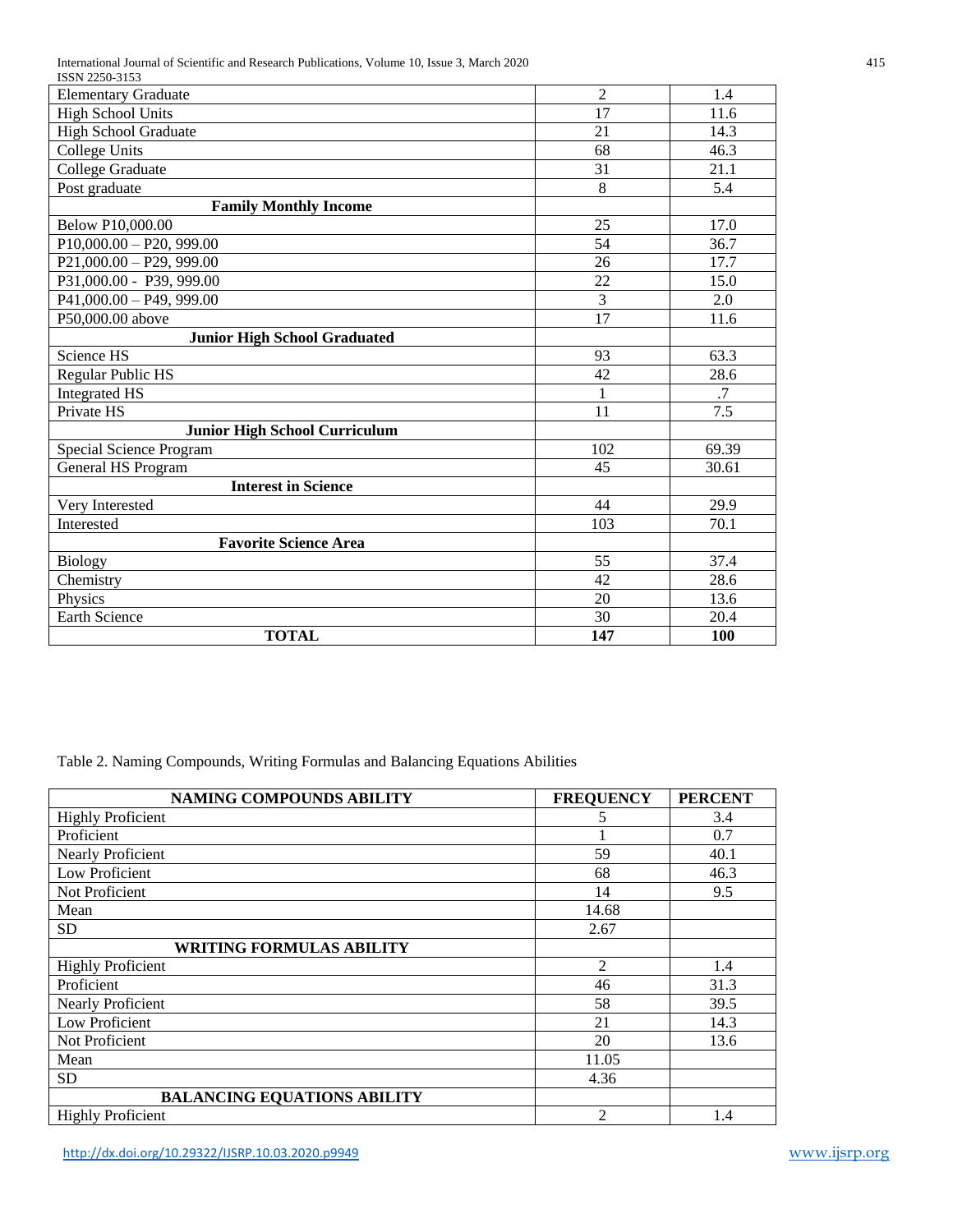| | | |
|---|---|---|
| Elementary Graduate | 2 | 1.4 |
| High School Units | 17 | 11.6 |
| High School Graduate | 21 | 14.3 |
| College Units | 68 | 46.3 |
| College Graduate | 31 | 21.1 |
| Post graduate | 8 | 5.4 |
| **Family Monthly Income** | | |
| Below P10,000.00 | 25 | 17.0 |
| P10,000.00 – P20, 999.00 | 54 | 36.7 |
| P21,000.00 – P29, 999.00 | 26 | 17.7 |
| P31,000.00 - P39, 999.00 | 22 | 15.0 |
| P41,000.00 – P49, 999.00 | 3 | 2.0 |
| P50,000.00 above | 17 | 11.6 |
| **Junior High School Graduated** | | |
| Science HS | 93 | 63.3 |
| Regular Public HS | 42 | 28.6 |
| Integrated HS | 1 | .7 |
| Private HS | 11 | 7.5 |
| **Junior High School Curriculum** | | |
| Special Science Program | 102 | 69.39 |
| General HS Program | 45 | 30.61 |
| **Interest in Science** | | |
| Very Interested | 44 | 29.9 |
| Interested | 103 | 70.1 |
| **Favorite Science Area** | | |
| Biology | 55 | 37.4 |
| Chemistry | 42 | 28.6 |
| Physics | 20 | 13.6 |
| Earth Science | 30 | 20.4 |
| **TOTAL** | **147** | **100** |

Table 2. Naming Compounds, Writing Formulas and Balancing Equations Abilities

| NAMING COMPOUNDS ABILITY | FREQUENCY | PERCENT |
|---|---|---|
| Highly Proficient | 5 | 3.4 |
| Proficient | 1 | 0.7 |
| Nearly Proficient | 59 | 40.1 |
| Low Proficient | 68 | 46.3 |
| Not Proficient | 14 | 9.5 |
| Mean | 14.68 | |
| SD | 2.67 | |
| **WRITING FORMULAS ABILITY** | | |
| Highly Proficient | 2 | 1.4 |
| Proficient | 46 | 31.3 |
| Nearly Proficient | 58 | 39.5 |
| Low Proficient | 21 | 14.3 |
| Not Proficient | 20 | 13.6 |
| Mean | 11.05 | |
| SD | 4.36 | |
| **BALANCING EQUATIONS ABILITY** | | |
| Highly Proficient | 2 | 1.4 |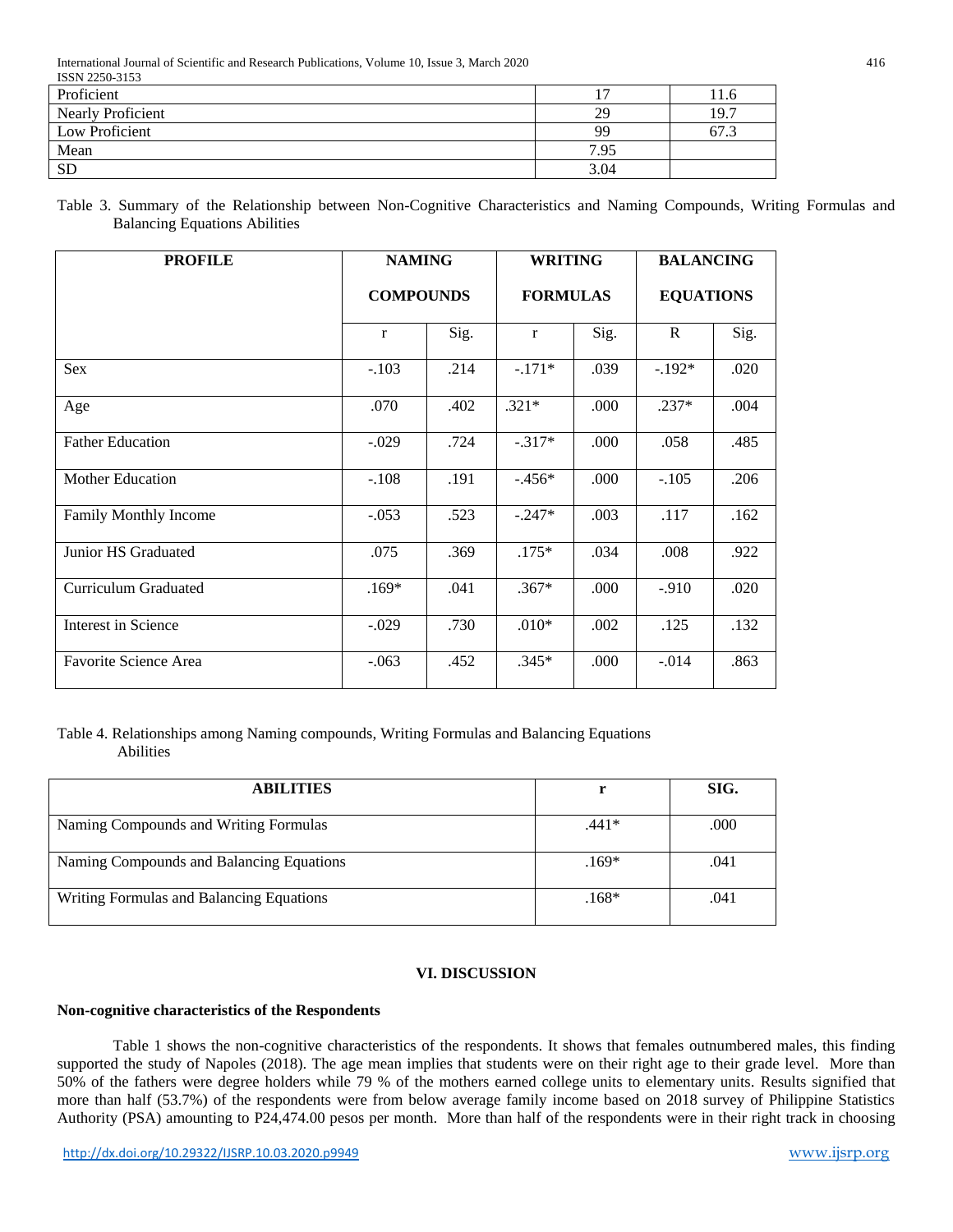| Proficient | 17 | 11.6 |
|---|---|---|
| Nearly Proficient | 29 | 19.7 |
| Low Proficient | 99 | 67.3 |
| Mean | 7.95 | |
| SD | 3.04 | |

Table 3. Summary of the Relationship between Non-Cognitive Characteristics and Naming Compounds, Writing Formulas and Balancing Equations Abilities

| PROFILE | NAMING COMPOUNDS | | WRITING FORMULAS | | BALANCING EQUATIONS | |
|---|---|---|---|---|---|---|
| | r | Sig. | r | Sig. | R | Sig. |
| Sex | -.103 | .214 | -.171* | .039 | -.192* | .020 |
| Age | .070 | .402 | .321* | .000 | .237* | .004 |
| Father Education | -.029 | .724 | -.317* | .000 | .058 | .485 |
| Mother Education | -.108 | .191 | -.456* | .000 | -.105 | .206 |
| Family Monthly Income | -.053 | .523 | -.247* | .003 | .117 | .162 |
| Junior HS Graduated | .075 | .369 | .175* | .034 | .008 | .922 |
| Curriculum Graduated | .169* | .041 | .367* | .000 | -.910 | .020 |
| Interest in Science | -.029 | .730 | .010* | .002 | .125 | .132 |
| Favorite Science Area | -.063 | .452 | .345* | .000 | -.014 | .863 |

Table 4. Relationships among Naming compounds, Writing Formulas and Balancing Equations Abilities

| ABILITIES | r | SIG. |
|---|---|---|
| Naming Compounds and Writing Formulas | .441* | .000 |
| Naming Compounds and Balancing Equations | .169* | .041 |
| Writing Formulas and Balancing Equations | .168* | .041 |

## VI. DISCUSSION

### Non-cognitive characteristics of the Respondents

Table 1 shows the non-cognitive characteristics of the respondents. It shows that females outnumbered males, this finding supported the study of Napoles (2018). The age mean implies that students were on their right age to their grade level. More than 50% of the fathers were degree holders while 79 % of the mothers earned college units to elementary units. Results signified that more than half (53.7%) of the respondents were from below average family income based on 2018 survey of Philippine Statistics Authority (PSA) amounting to P24,474.00 pesos per month. More than half of the respondents were in their right track in choosing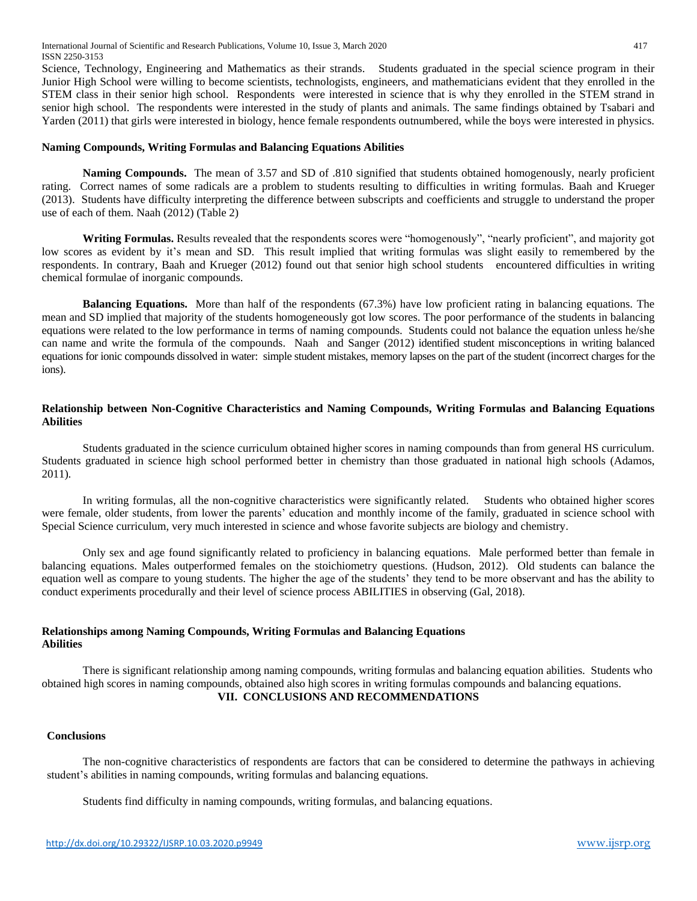Science, Technology, Engineering and Mathematics as their strands. Students graduated in the special science program in their Junior High School were willing to become scientists, technologists, engineers, and mathematicians evident that they enrolled in the STEM class in their senior high school. Respondents were interested in science that is why they enrolled in the STEM strand in senior high school. The respondents were interested in the study of plants and animals. The same findings obtained by Tsabari and Yarden (2011) that girls were interested in biology, hence female respondents outnumbered, while the boys were interested in physics.

**Naming Compounds, Writing Formulas and Balancing Equations Abilities**

**Naming Compounds.** The mean of 3.57 and SD of .810 signified that students obtained homogenously, nearly proficient rating. Correct names of some radicals are a problem to students resulting to difficulties in writing formulas. Baah and Krueger (2013). Students have difficulty interpreting the difference between subscripts and coefficients and struggle to understand the proper use of each of them. Naah (2012) (Table 2)

**Writing Formulas.** Results revealed that the respondents scores were "homogenously", "nearly proficient", and majority got low scores as evident by it's mean and SD. This result implied that writing formulas was slight easily to remembered by the respondents. In contrary, Baah and Krueger (2012) found out that senior high school students encountered difficulties in writing chemical formulae of inorganic compounds.

**Balancing Equations.** More than half of the respondents (67.3%) have low proficient rating in balancing equations. The mean and SD implied that majority of the students homogeneously got low scores. The poor performance of the students in balancing equations were related to the low performance in terms of naming compounds. Students could not balance the equation unless he/she can name and write the formula of the compounds. Naah and Sanger (2012) identified student misconceptions in writing balanced equations for ionic compounds dissolved in water: simple student mistakes, memory lapses on the part of the student (incorrect charges for the ions).

**Relationship between Non-Cognitive Characteristics and Naming Compounds, Writing Formulas and Balancing Equations Abilities**

Students graduated in the science curriculum obtained higher scores in naming compounds than from general HS curriculum. Students graduated in science high school performed better in chemistry than those graduated in national high schools (Adamos, 2011).

In writing formulas, all the non-cognitive characteristics were significantly related. Students who obtained higher scores were female, older students, from lower the parents' education and monthly income of the family, graduated in science school with Special Science curriculum, very much interested in science and whose favorite subjects are biology and chemistry.

Only sex and age found significantly related to proficiency in balancing equations. Male performed better than female in balancing equations. Males outperformed females on the stoichiometry questions. (Hudson, 2012). Old students can balance the equation well as compare to young students. The higher the age of the students' they tend to be more observant and has the ability to conduct experiments procedurally and their level of science process ABILITIES in observing (Gal, 2018).

**Relationships among Naming Compounds, Writing Formulas and Balancing Equations Abilities**

There is significant relationship among naming compounds, writing formulas and balancing equation abilities. Students who obtained high scores in naming compounds, obtained also high scores in writing formulas compounds and balancing equations.

## VII. CONCLUSIONS AND RECOMMENDATIONS

**Conclusions**

The non-cognitive characteristics of respondents are factors that can be considered to determine the pathways in achieving student's abilities in naming compounds, writing formulas and balancing equations.

Students find difficulty in naming compounds, writing formulas, and balancing equations.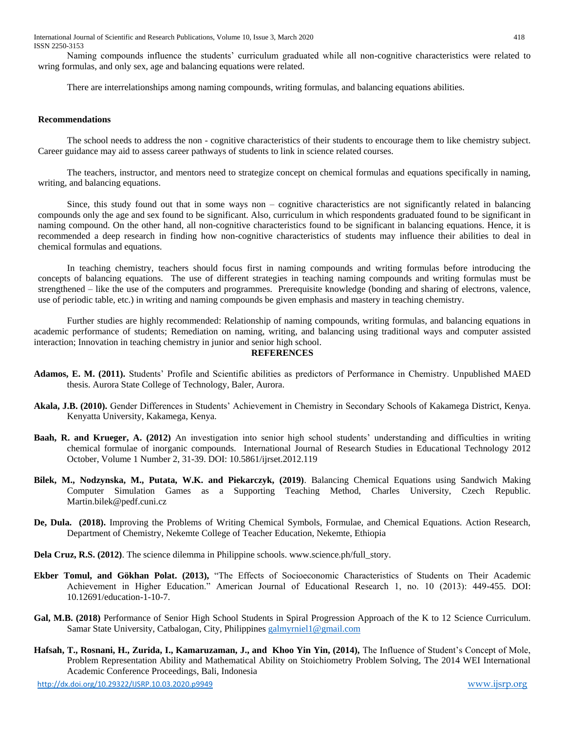Naming compounds influence the students' curriculum graduated while all non-cognitive characteristics were related to wring formulas, and only sex, age and balancing equations were related.

There are interrelationships among naming compounds, writing formulas, and balancing equations abilities.

## Recommendations

The school needs to address the non - cognitive characteristics of their students to encourage them to like chemistry subject. Career guidance may aid to assess career pathways of students to link in science related courses.

The teachers, instructor, and mentors need to strategize concept on chemical formulas and equations specifically in naming, writing, and balancing equations.

Since, this study found out that in some ways non – cognitive characteristics are not significantly related in balancing compounds only the age and sex found to be significant. Also, curriculum in which respondents graduated found to be significant in naming compound. On the other hand, all non-cognitive characteristics found to be significant in balancing equations. Hence, it is recommended a deep research in finding how non-cognitive characteristics of students may influence their abilities to deal in chemical formulas and equations.

In teaching chemistry, teachers should focus first in naming compounds and writing formulas before introducing the concepts of balancing equations. The use of different strategies in teaching naming compounds and writing formulas must be strengthened – like the use of the computers and programmes. Prerequisite knowledge (bonding and sharing of electrons, valence, use of periodic table, etc.) in writing and naming compounds be given emphasis and mastery in teaching chemistry.

Further studies are highly recommended: Relationship of naming compounds, writing formulas, and balancing equations in academic performance of students; Remediation on naming, writing, and balancing using traditional ways and computer assisted interaction; Innovation in teaching chemistry in junior and senior high school.

## REFERENCES

**Adamos, E. M. (2011).** Students' Profile and Scientific abilities as predictors of Performance in Chemistry. Unpublished MAED thesis. Aurora State College of Technology, Baler, Aurora.

**Akala, J.B. (2010).** Gender Differences in Students' Achievement in Chemistry in Secondary Schools of Kakamega District, Kenya. Kenyatta University, Kakamega, Kenya.

**Baah, R. and Krueger, A. (2012)** An investigation into senior high school students' understanding and difficulties in writing chemical formulae of inorganic compounds. International Journal of Research Studies in Educational Technology 2012 October, Volume 1 Number 2, 31-39. DOI: 10.5861/ijrset.2012.119

**Bilek, M., Nodzynska, M., Putata, W.K. and Piekarczyk, (2019)**. Balancing Chemical Equations using Sandwich Making Computer Simulation Games as a Supporting Teaching Method, Charles University, Czech Republic. Martin.bilek@pedf.cuni.cz

**De, Dula. (2018).** Improving the Problems of Writing Chemical Symbols, Formulae, and Chemical Equations. Action Research, Department of Chemistry, Nekemte College of Teacher Education, Nekemte, Ethiopia

**Dela Cruz, R.S. (2012)**. The science dilemma in Philippine schools. www.science.ph/full_story.

**Ekber Tomul, and Gökhan Polat. (2013),** "The Effects of Socioeconomic Characteristics of Students on Their Academic Achievement in Higher Education." American Journal of Educational Research 1, no. 10 (2013): 449-455. DOI: 10.12691/education-1-10-7.

**Gal, M.B. (2018)** Performance of Senior High School Students in Spiral Progression Approach of the K to 12 Science Curriculum. Samar State University, Catbalogan, City, Philippines galmyrniel1@gmail.com

**Hafsah, T., Rosnani, H., Zurida, I., Kamaruzaman, J., and Khoo Yin Yin, (2014),** The Influence of Student's Concept of Mole, Problem Representation Ability and Mathematical Ability on Stoichiometry Problem Solving, The 2014 WEI International Academic Conference Proceedings, Bali, Indonesia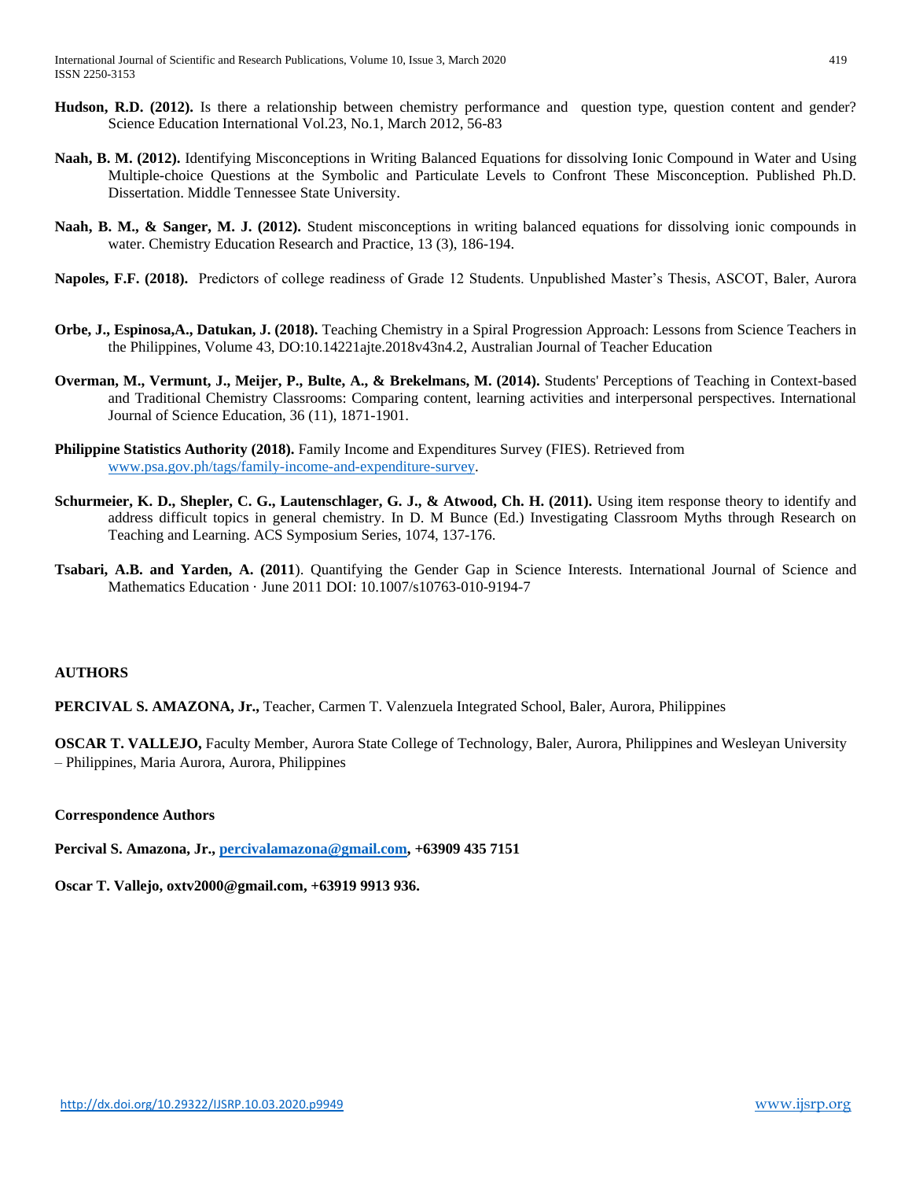**Hudson, R.D. (2012).** Is there a relationship between chemistry performance and question type, question content and gender? Science Education International Vol.23, No.1, March 2012, 56-83

**Naah, B. M. (2012).** Identifying Misconceptions in Writing Balanced Equations for dissolving Ionic Compound in Water and Using Multiple-choice Questions at the Symbolic and Particulate Levels to Confront These Misconception. Published Ph.D. Dissertation. Middle Tennessee State University.

**Naah, B. M., & Sanger, M. J. (2012).** Student misconceptions in writing balanced equations for dissolving ionic compounds in water. Chemistry Education Research and Practice, 13 (3), 186-194.

**Napoles, F.F. (2018).** Predictors of college readiness of Grade 12 Students. Unpublished Master's Thesis, ASCOT, Baler, Aurora

**Orbe, J., Espinosa,A., Datukan, J. (2018).** Teaching Chemistry in a Spiral Progression Approach: Lessons from Science Teachers in the Philippines, Volume 43, DO:10.14221ajte.2018v43n4.2, Australian Journal of Teacher Education

**Overman, M., Vermunt, J., Meijer, P., Bulte, A., & Brekelmans, M. (2014).** Students' Perceptions of Teaching in Context-based and Traditional Chemistry Classrooms: Comparing content, learning activities and interpersonal perspectives. International Journal of Science Education, 36 (11), 1871-1901.

**Philippine Statistics Authority (2018).** Family Income and Expenditures Survey (FIES). Retrieved from www.psa.gov.ph/tags/family-income-and-expenditure-survey.

**Schurmeier, K. D., Shepler, C. G., Lautenschlager, G. J., & Atwood, Ch. H. (2011).** Using item response theory to identify and address difficult topics in general chemistry. In D. M Bunce (Ed.) Investigating Classroom Myths through Research on Teaching and Learning. ACS Symposium Series, 1074, 137-176.

**Tsabari, A.B. and Yarden, A. (2011**). Quantifying the Gender Gap in Science Interests. International Journal of Science and Mathematics Education · June 2011 DOI: 10.1007/s10763-010-9194-7

**AUTHORS**

**PERCIVAL S. AMAZONA, Jr.,** Teacher, Carmen T. Valenzuela Integrated School, Baler, Aurora, Philippines

**OSCAR T. VALLEJO,** Faculty Member, Aurora State College of Technology, Baler, Aurora, Philippines and Wesleyan University – Philippines, Maria Aurora, Aurora, Philippines

**Correspondence Authors**

**Percival S. Amazona, Jr., percivalamazona@gmail.com, +63909 435 7151**

**Oscar T. Vallejo, oxtv2000@gmail.com, +63919 9913 936.**